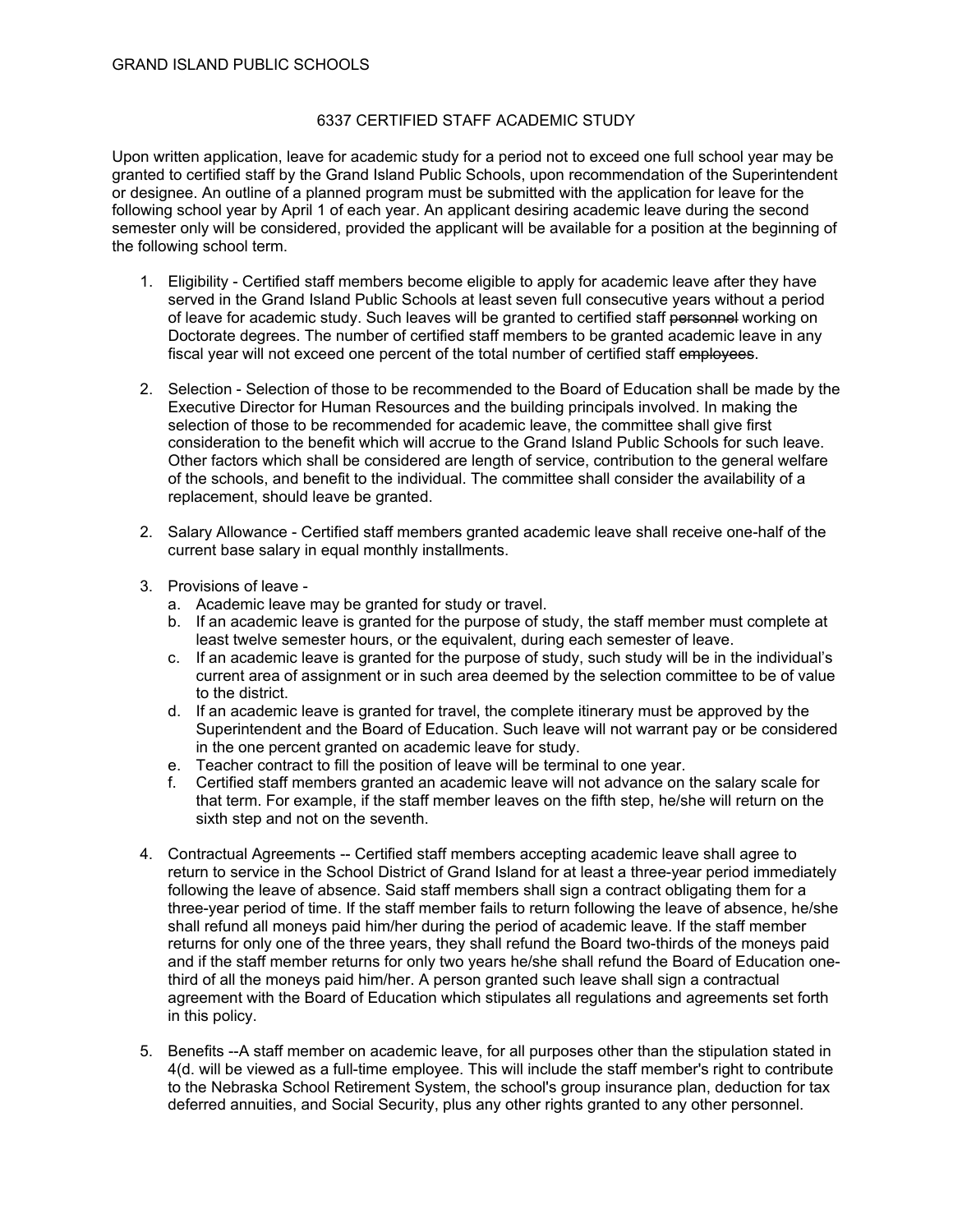GRAND ISLAND PUBLIC SCHOOLS

# 6337 CERTIFIED STAFF ACADEMIC STUDY

Upon written application, leave for academic study for a period not to exceed one full school year may be granted to certified staff by the Grand Island Public Schools, upon recommendation of the Superintendent or designee. An outline of a planned program must be submitted with the application for leave for the following school year by April 1 of each year. An applicant desiring academic leave during the second semester only will be considered, provided the applicant will be available for a position at the beginning of the following school term.

1. Eligibility - Certified staff members become eligible to apply for academic leave after they have served in the Grand Island Public Schools at least seven full consecutive years without a period of leave for academic study. Such leaves will be granted to certified staff ~~personnel~~ working on Doctorate degrees. The number of certified staff members to be granted academic leave in any fiscal year will not exceed one percent of the total number of certified staff ~~employees~~.

2. Selection - Selection of those to be recommended to the Board of Education shall be made by the Executive Director for Human Resources and the building principals involved. In making the selection of those to be recommended for academic leave, the committee shall give first consideration to the benefit which will accrue to the Grand Island Public Schools for such leave. Other factors which shall be considered are length of service, contribution to the general welfare of the schools, and benefit to the individual. The committee shall consider the availability of a replacement, should leave be granted.

2. Salary Allowance - Certified staff members granted academic leave shall receive one-half of the current base salary in equal monthly installments.

3. Provisions of leave -
   a. Academic leave may be granted for study or travel.
   b. If an academic leave is granted for the purpose of study, the staff member must complete at least twelve semester hours, or the equivalent, during each semester of leave.
   c. If an academic leave is granted for the purpose of study, such study will be in the individual's current area of assignment or in such area deemed by the selection committee to be of value to the district.
   d. If an academic leave is granted for travel, the complete itinerary must be approved by the Superintendent and the Board of Education. Such leave will not warrant pay or be considered in the one percent granted on academic leave for study.
   e. Teacher contract to fill the position of leave will be terminal to one year.
   f. Certified staff members granted an academic leave will not advance on the salary scale for that term. For example, if the staff member leaves on the fifth step, he/she will return on the sixth step and not on the seventh.

4. Contractual Agreements -- Certified staff members accepting academic leave shall agree to return to service in the School District of Grand Island for at least a three-year period immediately following the leave of absence. Said staff members shall sign a contract obligating them for a three-year period of time. If the staff member fails to return following the leave of absence, he/she shall refund all moneys paid him/her during the period of academic leave. If the staff member returns for only one of the three years, they shall refund the Board two-thirds of the moneys paid and if the staff member returns for only two years he/she shall refund the Board of Education one-third of all the moneys paid him/her. A person granted such leave shall sign a contractual agreement with the Board of Education which stipulates all regulations and agreements set forth in this policy.

5. Benefits --A staff member on academic leave, for all purposes other than the stipulation stated in 4(d. will be viewed as a full-time employee. This will include the staff member's right to contribute to the Nebraska School Retirement System, the school's group insurance plan, deduction for tax deferred annuities, and Social Security, plus any other rights granted to any other personnel.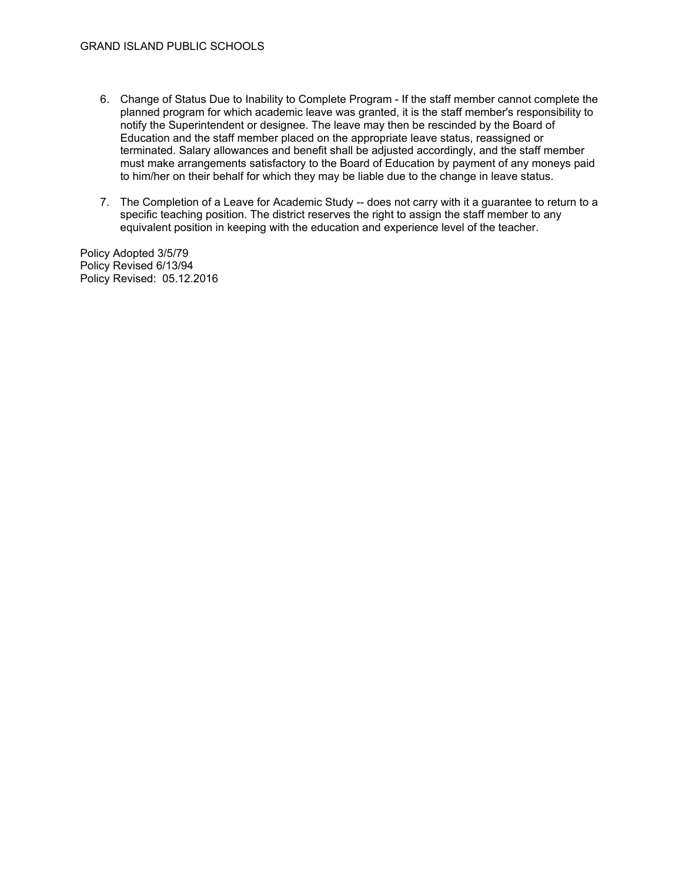6. Change of Status Due to Inability to Complete Program - If the staff member cannot complete the planned program for which academic leave was granted, it is the staff member's responsibility to notify the Superintendent or designee. The leave may then be rescinded by the Board of Education and the staff member placed on the appropriate leave status, reassigned or terminated. Salary allowances and benefit shall be adjusted accordingly, and the staff member must make arrangements satisfactory to the Board of Education by payment of any moneys paid to him/her on their behalf for which they may be liable due to the change in leave status.

7. The Completion of a Leave for Academic Study -- does not carry with it a guarantee to return to a specific teaching position. The district reserves the right to assign the staff member to any equivalent position in keeping with the education and experience level of the teacher.

Policy Adopted 3/5/79
Policy Revised 6/13/94
Policy Revised: 05.12.2016